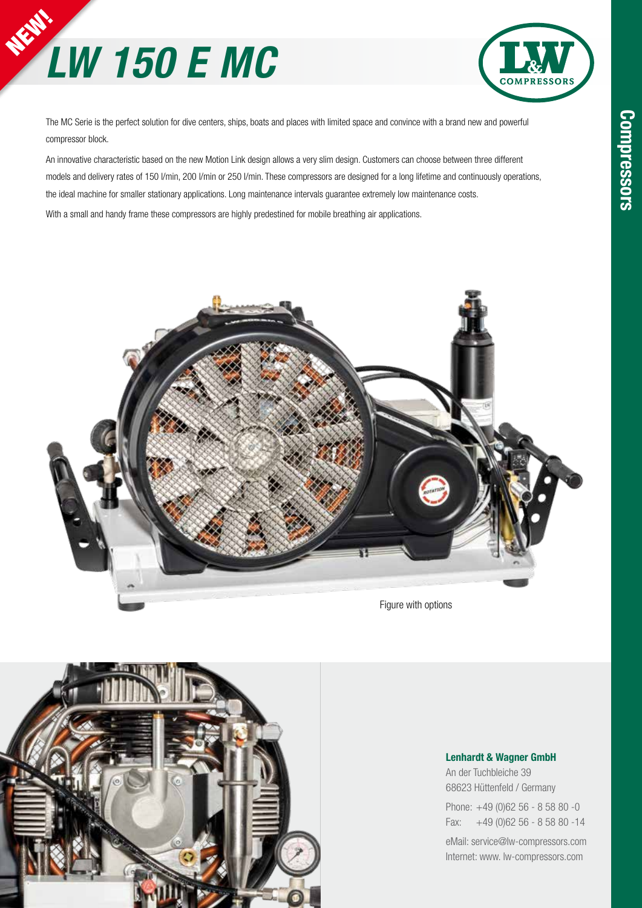NEW!

# LW 150 E MC

The MC Serie is the perfect solution for dive centers, ships, boats and places with limited space and convince with a brand new and powerful compressor block.

An innovative characteristic based on the new Motion Link design allows a very slim design. Customers can choose between three different models and delivery rates of 150 l/min, 200 l/min or 250 l/min. These compressors are designed for a long lifetime and continuously operations, the ideal machine for smaller stationary applications. Long maintenance intervals guarantee extremely low maintenance costs.

With a small and handy frame these compressors are highly predestined for mobile breathing air applications.

Figure with options

**Lenhardt & Wagner GmbH**
An der Tuchbleiche 39
68623 Hüttenfeld / Germany

Phone: +49 (0)62 56 - 8 58 80 -0
Fax: +49 (0)62 56 - 8 58 80 -14

eMail: service@lw-compressors.com
Internet: www. lw-compressors.com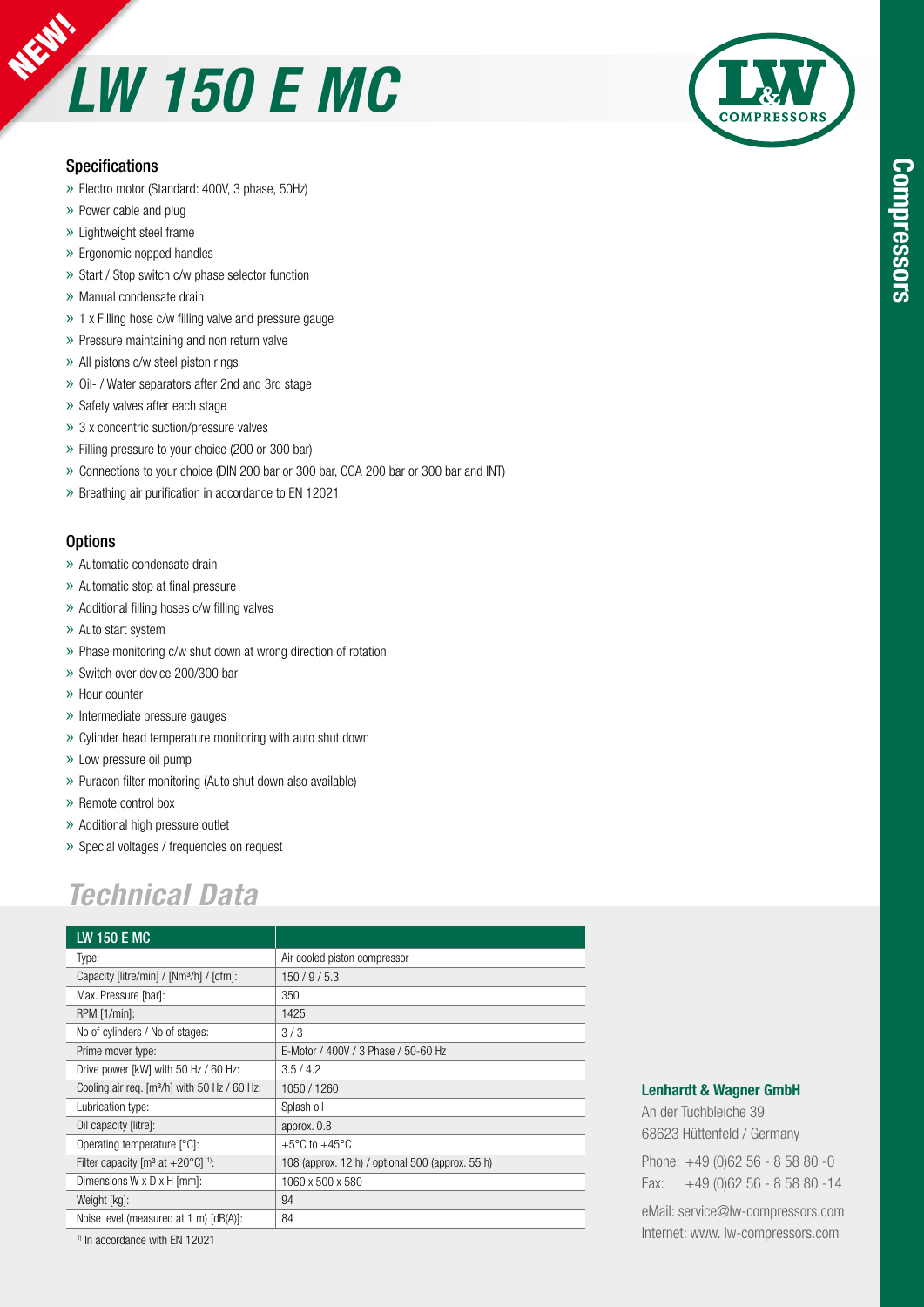NEW!

# LW 150 E MC

### Specifications

- » Electro motor (Standard: 400V, 3 phase, 50Hz)
- » Power cable and plug
- » Lightweight steel frame
- » Ergonomic nopped handles
- » Start / Stop switch c/w phase selector function
- » Manual condensate drain
- » 1 x Filling hose c/w filling valve and pressure gauge
- » Pressure maintaining and non return valve
- » All pistons c/w steel piston rings
- » Oil- / Water separators after 2nd and 3rd stage
- » Safety valves after each stage
- » 3 x concentric suction/pressure valves
- » Filling pressure to your choice (200 or 300 bar)
- » Connections to your choice (DIN 200 bar or 300 bar, CGA 200 bar or 300 bar and INT)
- » Breathing air purification in accordance to EN 12021

### Options

- » Automatic condensate drain
- » Automatic stop at final pressure
- » Additional filling hoses c/w filling valves
- » Auto start system
- » Phase monitoring c/w shut down at wrong direction of rotation
- » Switch over device 200/300 bar
- » Hour counter
- » Intermediate pressure gauges
- » Cylinder head temperature monitoring with auto shut down
- » Low pressure oil pump
- » Puracon filter monitoring (Auto shut down also available)
- » Remote control box
- » Additional high pressure outlet
- » Special voltages / frequencies on request

## Technical Data

| LW 150 E MC | |
|---|---|
| Type: | Air cooled piston compressor |
| Capacity [litre/min] / [Nm³/h] / [cfm]: | 150 / 9 / 5.3 |
| Max. Pressure [bar]: | 350 |
| RPM [1/min]: | 1425 |
| No of cylinders / No of stages: | 3 / 3 |
| Prime mover type: | E-Motor / 400V / 3 Phase / 50-60 Hz |
| Drive power [kW] with 50 Hz / 60 Hz: | 3.5 / 4.2 |
| Cooling air req. [m³/h] with 50 Hz / 60 Hz: | 1050 / 1260 |
| Lubrication type: | Splash oil |
| Oil capacity [litre]: | approx. 0.8 |
| Operating temperature [°C]: | +5°C to +45°C |
| Filter capacity [m³ at +20°C] [1]: | 108 (approx. 12 h) / optional 500 (approx. 55 h) |
| Dimensions W x D x H [mm]: | 1060 x 500 x 580 |
| Weight [kg]: | 94 |
| Noise level (measured at 1 m) [dB(A)]: | 84 |

[1] In accordance with EN 12021

**Lenhardt & Wagner GmbH**

An der Tuchbleiche 39
68623 Hüttenfeld / Germany

Phone: +49 (0)62 56 - 8 58 80 -0
Fax: +49 (0)62 56 - 8 58 80 -14

eMail: service@lw-compressors.com
Internet: www. lw-compressors.com